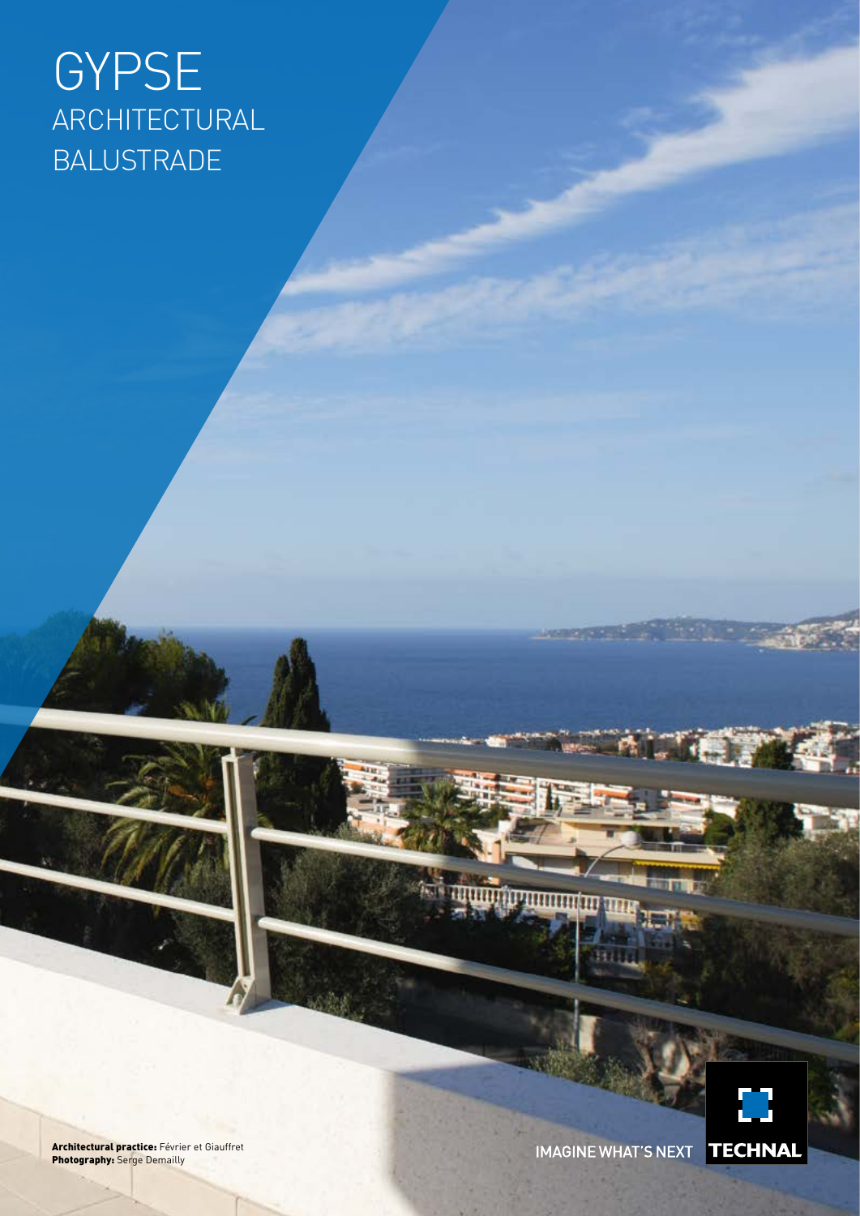# GYPSE

## ARCHITECTURAL BALUSTRADE

**Architectural practice:** Février et Giauffret
**Photography:** Serge Demailly

IMAGINE WHAT'S NEXT TECHNAL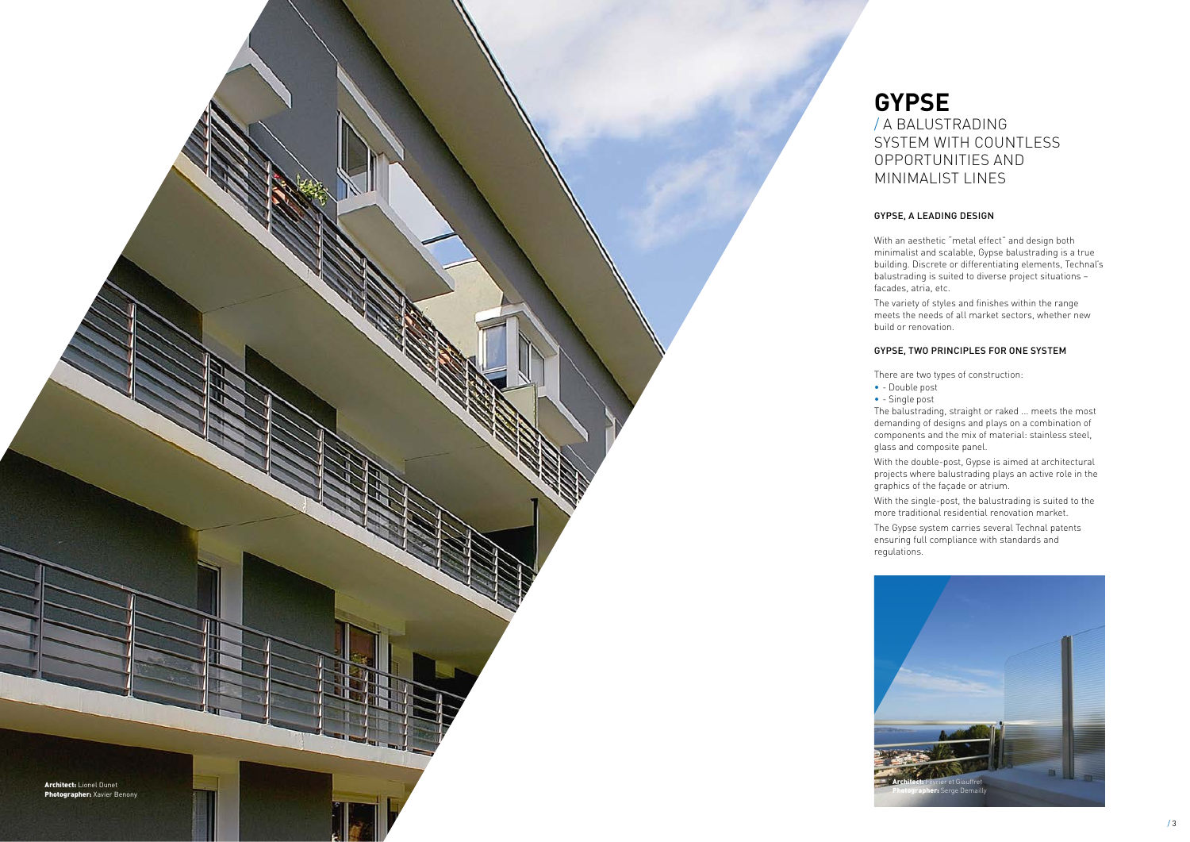# GYPSE

/ A BALUSTRADING SYSTEM WITH COUNTLESS OPPORTUNITIES AND MINIMALIST LINES

## GYPSE, A LEADING DESIGN

With an aesthetic "metal effect" and design both minimalist and scalable, Gypse balustrading is a true building. Discrete or differentiating elements, Technal's balustrading is suited to diverse project situations – facades, atria, etc.

The variety of styles and finishes within the range meets the needs of all market sectors, whether new build or renovation.

## GYPSE, TWO PRINCIPLES FOR ONE SYSTEM

There are two types of construction:

- - Double post
- - Single post

The balustrading, straight or raked ... meets the most demanding of designs and plays on a combination of components and the mix of material: stainless steel, glass and composite panel.

With the double-post, Gypse is aimed at architectural projects where balustrading plays an active role in the graphics of the façade or atrium.

With the single-post, the balustrading is suited to the more traditional residential renovation market.

The Gypse system carries several Technal patents ensuring full compliance with standards and regulations.

**Architect:** Lionel Dunet
**Photographer:** Xavier Benony

**Architect:** Favier et Giauffret
**Photographer:** Serge Demailly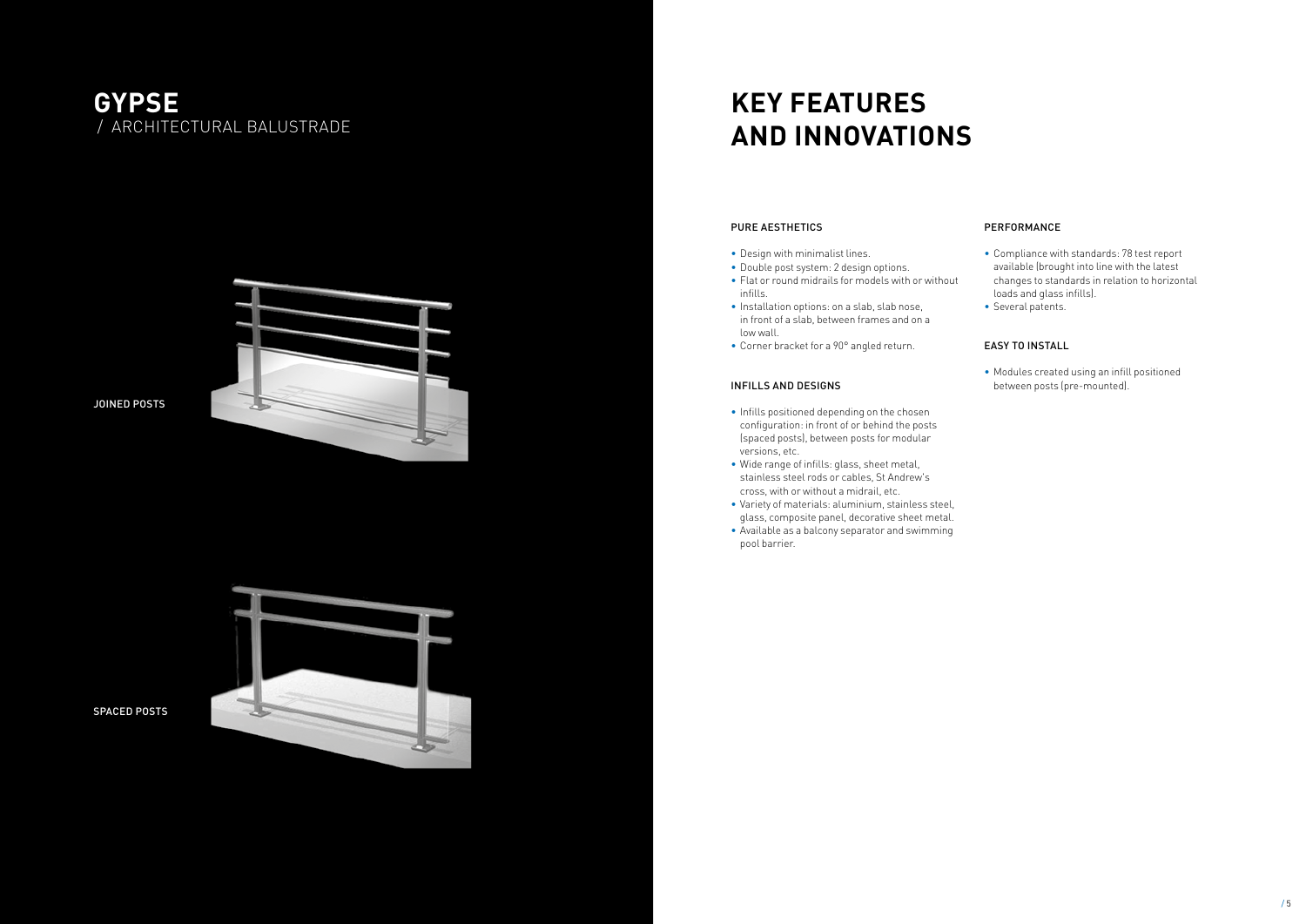# GYPSE
/ ARCHITECTURAL BALUSTRADE

JOINED POSTS

SPACED POSTS

# KEY FEATURES AND INNOVATIONS

### PURE AESTHETICS

- Design with minimalist lines.
- Double post system: 2 design options.
- Flat or round midrails for models with or without infills.
- Installation options: on a slab, slab nose, in front of a slab, between frames and on a low wall.
- Corner bracket for a 90° angled return.

### INFILLS AND DESIGNS

- Infills positioned depending on the chosen configuration: in front of or behind the posts (spaced posts), between posts for modular versions, etc.
- Wide range of infills: glass, sheet metal, stainless steel rods or cables, St Andrew's cross, with or without a midrail, etc.
- Variety of materials: aluminium, stainless steel, glass, composite panel, decorative sheet metal.
- Available as a balcony separator and swimming pool barrier.

### PERFORMANCE

- Compliance with standards: 78 test report available (brought into line with the latest changes to standards in relation to horizontal loads and glass infills).
- Several patents.

### EASY TO INSTALL

- Modules created using an infill positioned between posts (pre-mounted).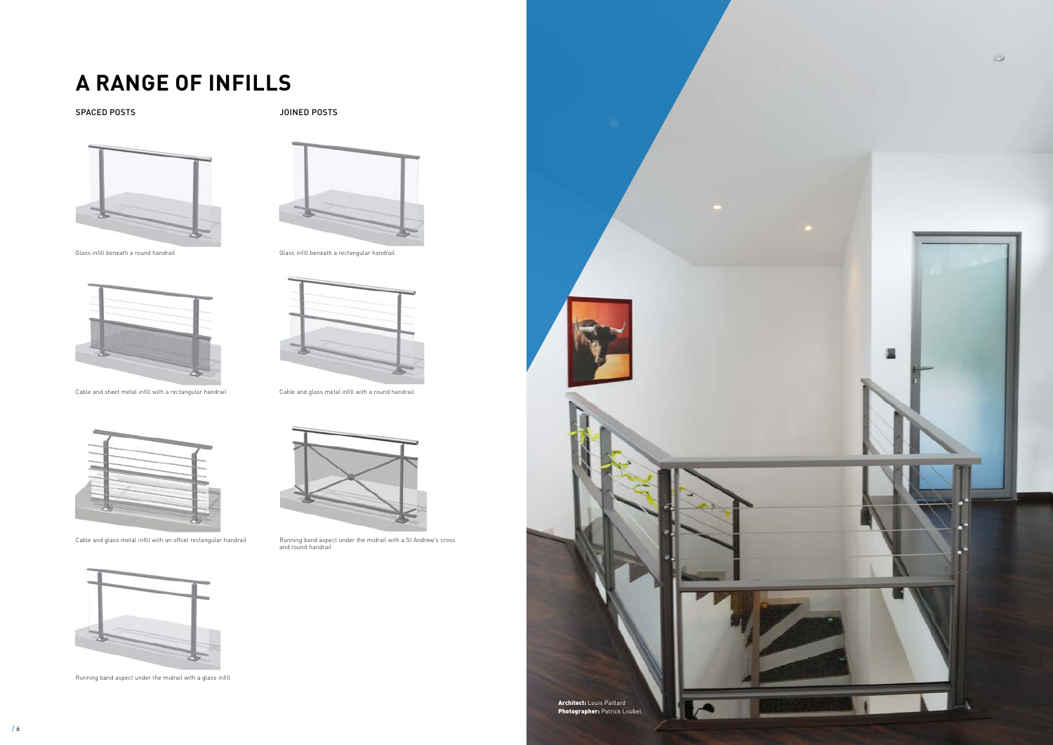# A RANGE OF INFILLS

## SPACED POSTS

Glass infill beneath a round handrail

Cable and sheet metal infill with a rectangular handrail

Cable and glass metal infill with an offset rectangular handrail

Running band aspect under the midrail with a glass infill

## JOINED POSTS

Glass infill beneath a rectangular handrail

Cable and glass metal infill with a round handrail

Running band aspect under the midrail with a St Andrew's cross and round handrail

**Architect:** Louis Paillard
**Photographer:** Patrick Loubet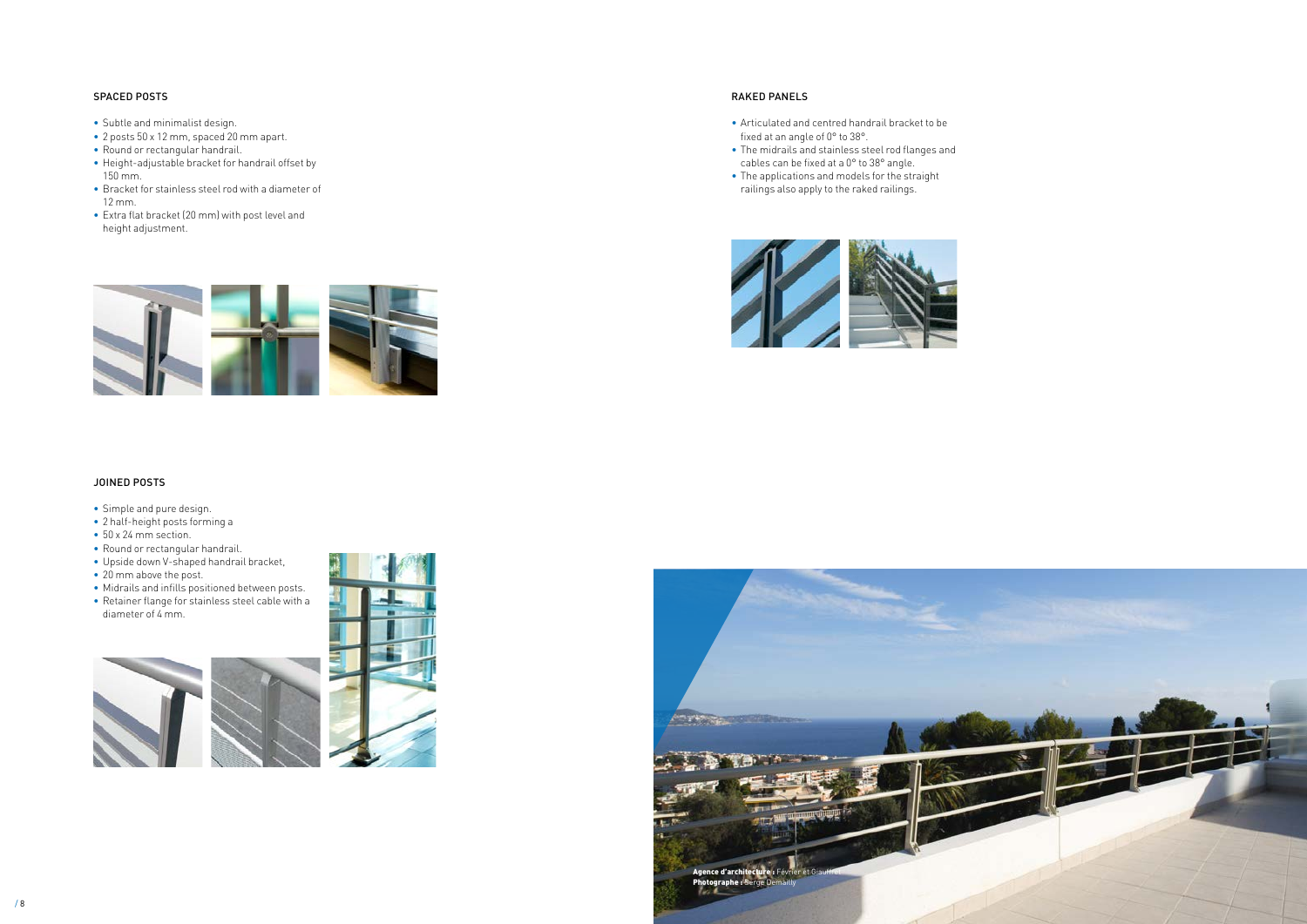## SPACED POSTS

- Subtle and minimalist design.
- 2 posts 50 x 12 mm, spaced 20 mm apart.
- Round or rectangular handrail.
- Height-adjustable bracket for handrail offset by 150 mm.
- Bracket for stainless steel rod with a diameter of 12 mm.
- Extra flat bracket (20 mm) with post level and height adjustment.

## JOINED POSTS

- Simple and pure design.
- 2 half-height posts forming a
- 50 x 24 mm section.
- Round or rectangular handrail.
- Upside down V-shaped handrail bracket,
- 20 mm above the post.
- Midrails and infills positioned between posts.
- Retainer flange for stainless steel cable with a diameter of 4 mm.

## RAKED PANELS

- Articulated and centred handrail bracket to be fixed at an angle of 0° to 38°.
- The midrails and stainless steel rod flanges and cables can be fixed at a 0° to 38° angle.
- The applications and models for the straight railings also apply to the raked railings.

**Agence d'architecture :** Février et Grauffel
**Photographe :** Serge Demailly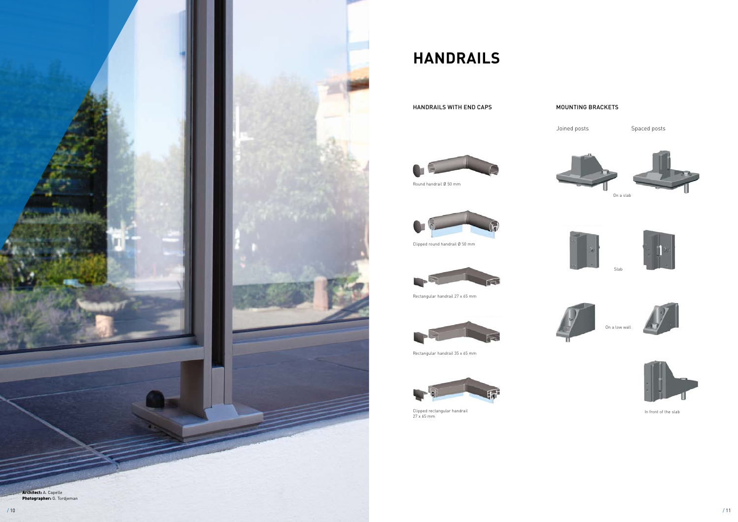Architect: A. Capelle
Photographer: G. Tordjeman

# HANDRAILS

## HANDRAILS WITH END CAPS

Round handrail Ø 50 mm

Clipped round handrail Ø 50 mm

Rectangular handrail 27 x 65 mm

Rectangular handrail 35 x 65 mm

Clipped rectangular handrail 27 x 65 mm

## MOUNTING BRACKETS

Joined posts

Spaced posts

On a slab

Slab

On a low wall

In front of the slab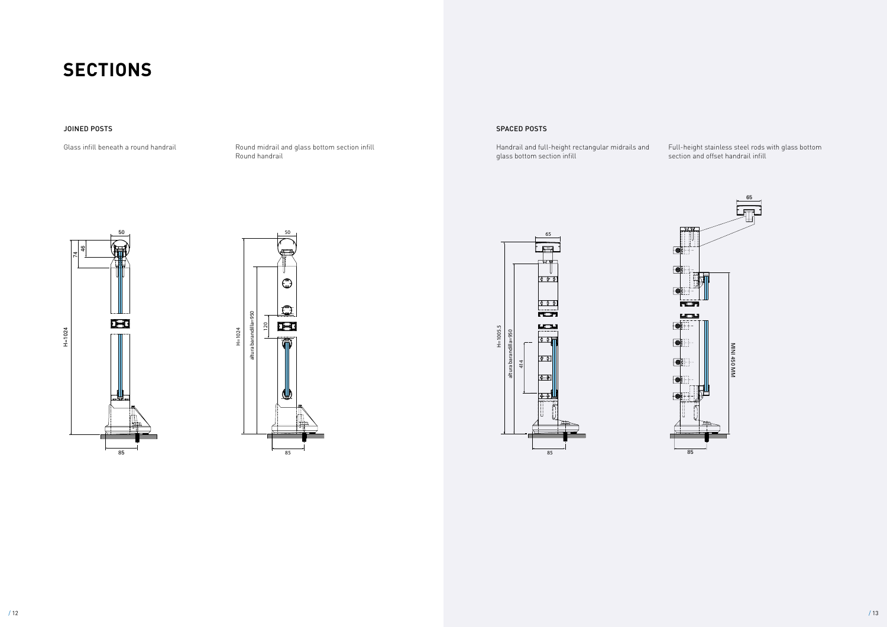# SECTIONS

## JOINED POSTS

Glass infill beneath a round handrail

Round midrail and glass bottom section infill
Round handrail

## SPACED POSTS

Handrail and full-height rectangular midrails and glass bottom section infill

Full-height stainless steel rods with glass bottom section and offset handrail infill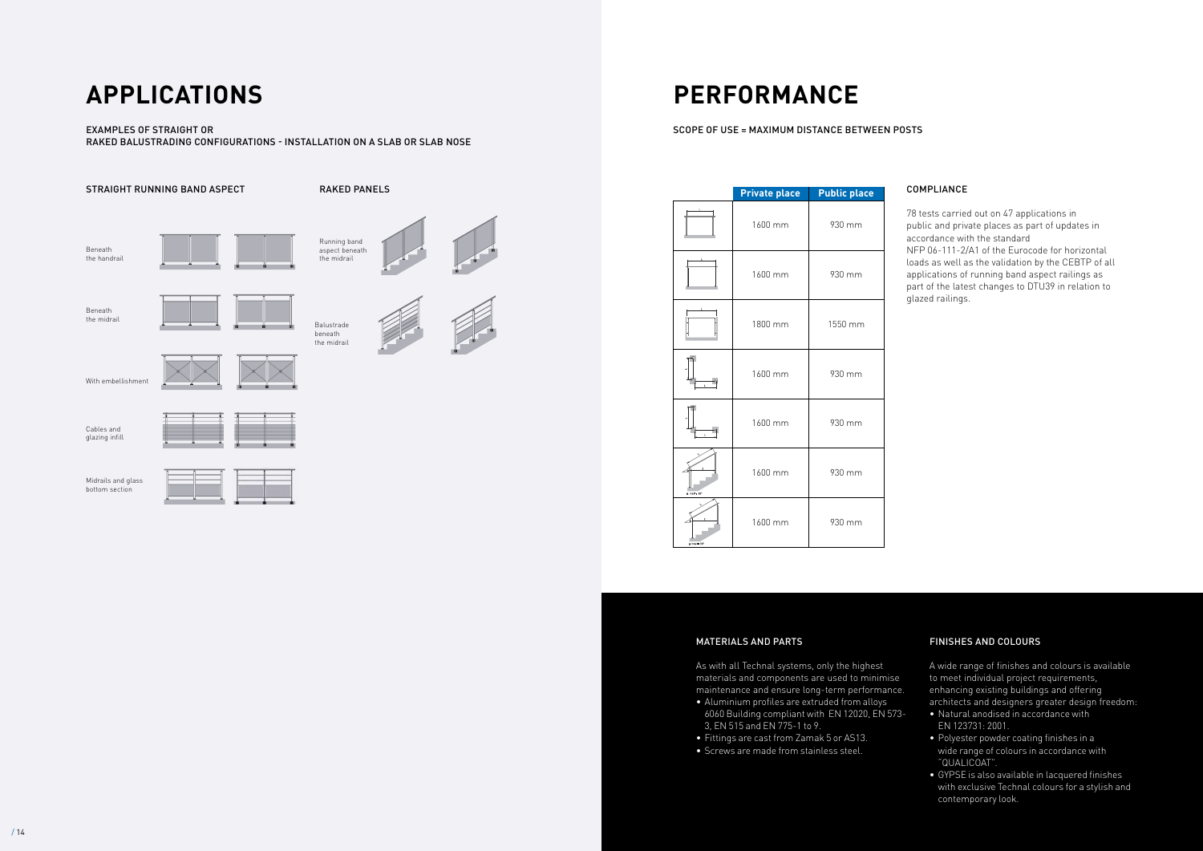# APPLICATIONS

EXAMPLES OF STRAIGHT OR RAKED BALUSTRADING CONFIGURATIONS - INSTALLATION ON A SLAB OR SLAB NOSE

### STRAIGHT RUNNING BAND ASPECT

Beneath the handrail

Beneath the midrail

With embellishment

Cables and glazing infill

Midrails and glass bottom section

### RAKED PANELS

Running band aspect beneath the midrail

Balustrade beneath the midrail

# PERFORMANCE

SCOPE OF USE = MAXIMUM DISTANCE BETWEEN POSTS

| | Private place | Public place |
|---|---|---|
| | 1600 mm | 930 mm |
| | 1600 mm | 930 mm |
| | 1800 mm | 1550 mm |
| | 1600 mm | 930 mm |
| | 1600 mm | 930 mm |
| | 1600 mm | 930 mm |
| | 1600 mm | 930 mm |

### COMPLIANCE

78 tests carried out on 47 applications in public and private places as part of updates in accordance with the standard NFP 06-111-2/A1 of the Eurocode for horizontal loads as well as the validation by the CEBTP of all applications of running band aspect railings as part of the latest changes to DTU39 in relation to glazed railings.

### MATERIALS AND PARTS

As with all Technal systems, only the highest materials and components are used to minimise maintenance and ensure long-term performance.

- Aluminium profiles are extruded from alloys 6060 Building compliant with EN 12020, EN 573-3, EN 515 and EN 775-1 to 9.
- Fittings are cast from Zamak 5 or AS13.
- Screws are made from stainless steel.

### FINISHES AND COLOURS

A wide range of finishes and colours is available to meet individual project requirements, enhancing existing buildings and offering architects and designers greater design freedom:

- Natural anodised in accordance with EN 123731: 2001.
- Polyester powder coating finishes in a wide range of colours in accordance with "QUALICOAT".
- GYPSE is also available in lacquered finishes with exclusive Technal colours for a stylish and contemporary look.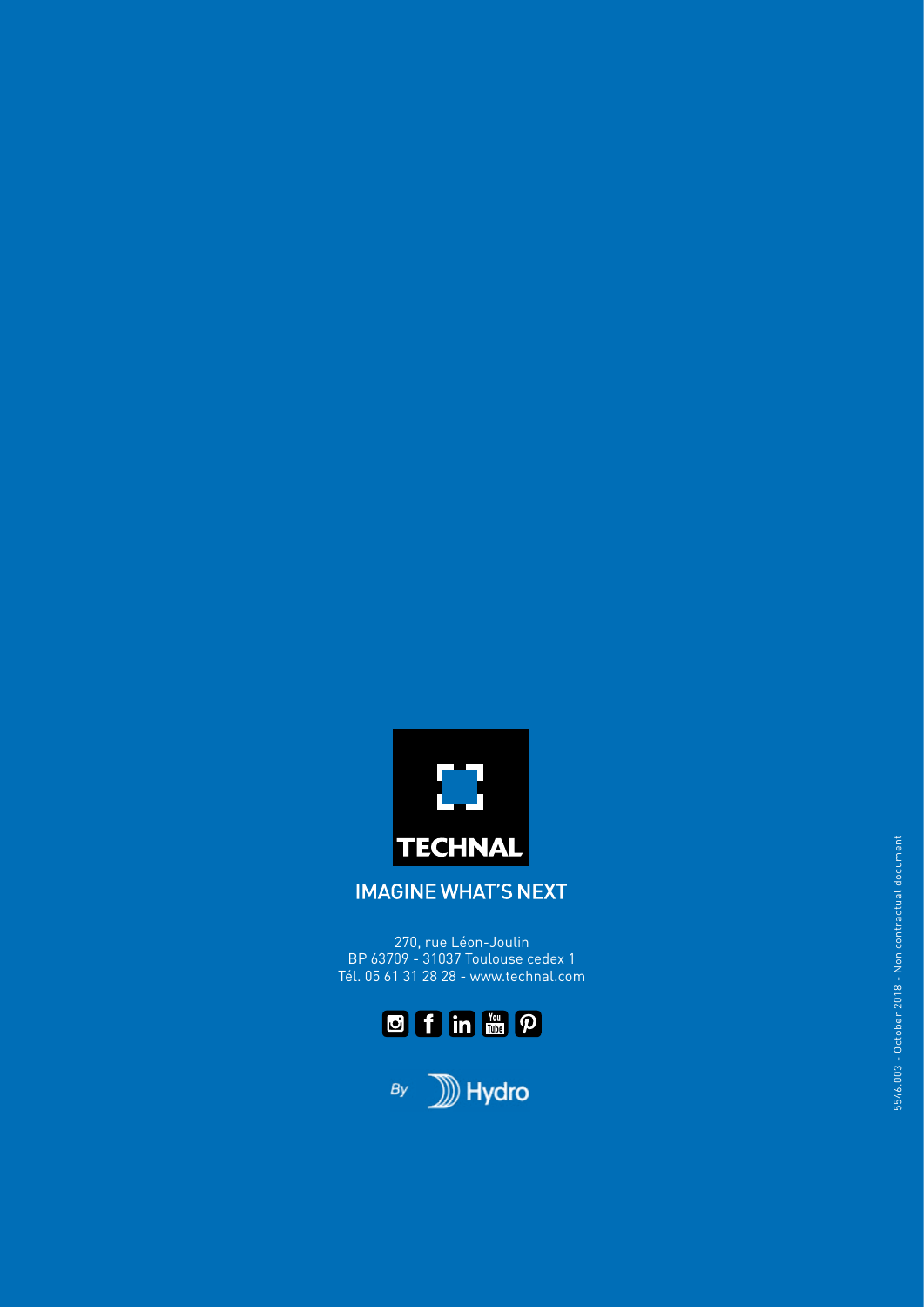TECHNAL

IMAGINE WHAT'S NEXT

270, rue Léon-Joulin
BP 63709 - 31037 Toulouse cedex 1
Tél. 05 61 31 28 28 - www.technal.com

By Hydro

5546.003 - October 2018 - Non contractual document